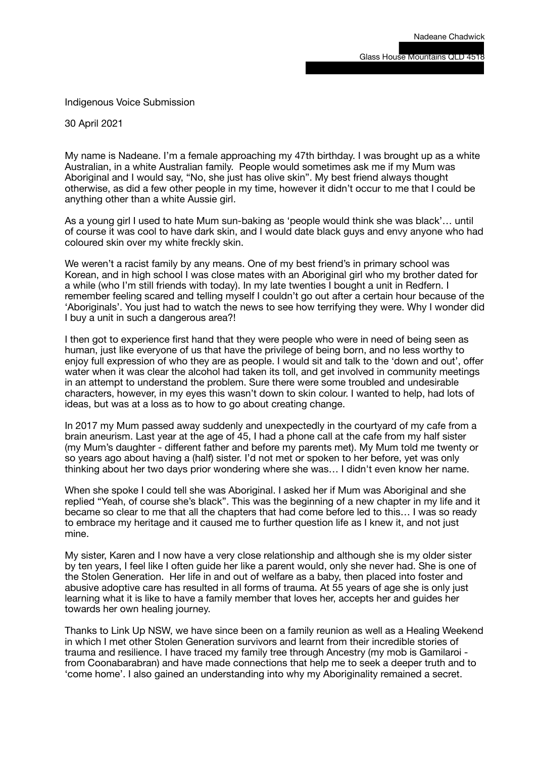Nadeane Chadwick

Glass House Mountains QLD 4518

Indigenous Voice Submission

30 April 2021

My name is Nadeane. I'm a female approaching my 47th birthday. I was brought up as a white Australian, in a white Australian family. People would sometimes ask me if my Mum was Aboriginal and I would say, "No, she just has olive skin". My best friend always thought otherwise, as did a few other people in my time, however it didn't occur to me that I could be anything other than a white Aussie girl.

As a young girl I used to hate Mum sun-baking as 'people would think she was black'… until of course it was cool to have dark skin, and I would date black guys and envy anyone who had coloured skin over my white freckly skin.

We weren't a racist family by any means. One of my best friend's in primary school was Korean, and in high school I was close mates with an Aboriginal girl who my brother dated for a while (who I'm still friends with today). In my late twenties I bought a unit in Redfern. I remember feeling scared and telling myself I couldn't go out after a certain hour because of the 'Aboriginals'. You just had to watch the news to see how terrifying they were. Why I wonder did I buy a unit in such a dangerous area?!

I then got to experience first hand that they were people who were in need of being seen as human, just like everyone of us that have the privilege of being born, and no less worthy to enjoy full expression of who they are as people. I would sit and talk to the 'down and out', offer water when it was clear the alcohol had taken its toll, and get involved in community meetings in an attempt to understand the problem. Sure there were some troubled and undesirable characters, however, in my eyes this wasn't down to skin colour. I wanted to help, had lots of ideas, but was at a loss as to how to go about creating change.

In 2017 my Mum passed away suddenly and unexpectedly in the courtyard of my cafe from a brain aneurism. Last year at the age of 45, I had a phone call at the cafe from my half sister (my Mum's daughter - different father and before my parents met). My Mum told me twenty or so years ago about having a (half) sister. I'd not met or spoken to her before, yet was only thinking about her two days prior wondering where she was… I didn't even know her name.

When she spoke I could tell she was Aboriginal. I asked her if Mum was Aboriginal and she replied "Yeah, of course she's black". This was the beginning of a new chapter in my life and it became so clear to me that all the chapters that had come before led to this… I was so ready to embrace my heritage and it caused me to further question life as I knew it, and not just mine.

My sister, Karen and I now have a very close relationship and although she is my older sister by ten years, I feel like I often guide her like a parent would, only she never had. She is one of the Stolen Generation. Her life in and out of welfare as a baby, then placed into foster and abusive adoptive care has resulted in all forms of trauma. At 55 years of age she is only just learning what it is like to have a family member that loves her, accepts her and guides her towards her own healing journey.

Thanks to Link Up NSW, we have since been on a family reunion as well as a Healing Weekend in which I met other Stolen Generation survivors and learnt from their incredible stories of trauma and resilience. I have traced my family tree through Ancestry (my mob is Gamilaroi - from Coonabarabran) and have made connections that help me to seek a deeper truth and to 'come home'. I also gained an understanding into why my Aboriginality remained a secret.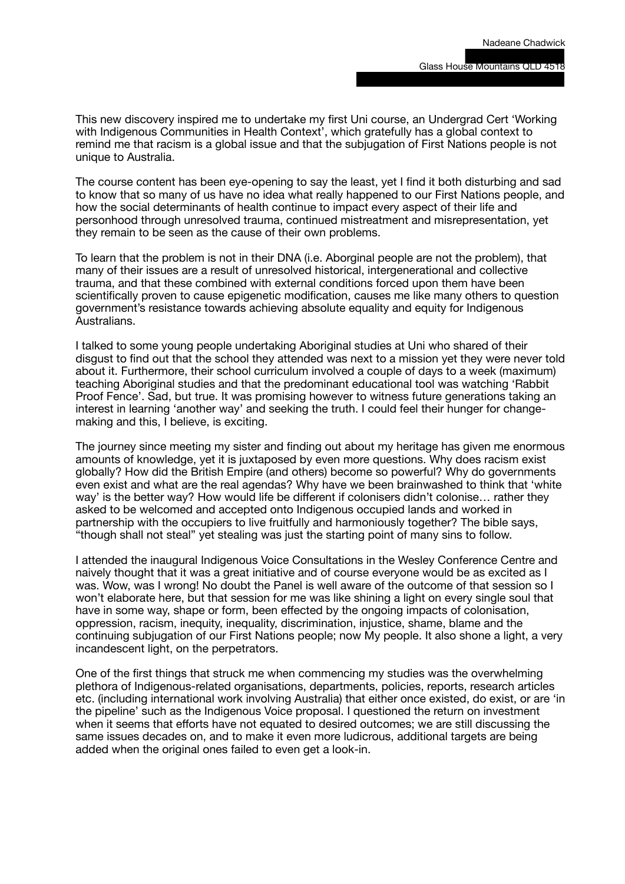This new discovery inspired me to undertake my first Uni course, an Undergrad Cert 'Working with Indigenous Communities in Health Context', which gratefully has a global context to remind me that racism is a global issue and that the subjugation of First Nations people is not unique to Australia.

The course content has been eye-opening to say the least, yet I find it both disturbing and sad to know that so many of us have no idea what really happened to our First Nations people, and how the social determinants of health continue to impact every aspect of their life and personhood through unresolved trauma, continued mistreatment and misrepresentation, yet they remain to be seen as the cause of their own problems.

To learn that the problem is not in their DNA (i.e. Aborginal people are not the problem), that many of their issues are a result of unresolved historical, intergenerational and collective trauma, and that these combined with external conditions forced upon them have been scientifically proven to cause epigenetic modification, causes me like many others to question government's resistance towards achieving absolute equality and equity for Indigenous Australians.

I talked to some young people undertaking Aboriginal studies at Uni who shared of their disgust to find out that the school they attended was next to a mission yet they were never told about it. Furthermore, their school curriculum involved a couple of days to a week (maximum) teaching Aboriginal studies and that the predominant educational tool was watching 'Rabbit Proof Fence'. Sad, but true. It was promising however to witness future generations taking an interest in learning 'another way' and seeking the truth. I could feel their hunger for change-making and this, I believe, is exciting.

The journey since meeting my sister and finding out about my heritage has given me enormous amounts of knowledge, yet it is juxtaposed by even more questions. Why does racism exist globally? How did the British Empire (and others) become so powerful? Why do governments even exist and what are the real agendas? Why have we been brainwashed to think that 'white way' is the better way? How would life be different if colonisers didn't colonise… rather they asked to be welcomed and accepted onto Indigenous occupied lands and worked in partnership with the occupiers to live fruitfully and harmoniously together? The bible says, "though shall not steal" yet stealing was just the starting point of many sins to follow.

I attended the inaugural Indigenous Voice Consultations in the Wesley Conference Centre and naively thought that it was a great initiative and of course everyone would be as excited as I was. Wow, was I wrong! No doubt the Panel is well aware of the outcome of that session so I won't elaborate here, but that session for me was like shining a light on every single soul that have in some way, shape or form, been effected by the ongoing impacts of colonisation, oppression, racism, inequity, inequality, discrimination, injustice, shame, blame and the continuing subjugation of our First Nations people; now My people. It also shone a light, a very incandescent light, on the perpetrators.

One of the first things that struck me when commencing my studies was the overwhelming plethora of Indigenous-related organisations, departments, policies, reports, research articles etc. (including international work involving Australia) that either once existed, do exist, or are 'in the pipeline' such as the Indigenous Voice proposal. I questioned the return on investment when it seems that efforts have not equated to desired outcomes; we are still discussing the same issues decades on, and to make it even more ludicrous, additional targets are being added when the original ones failed to even get a look-in.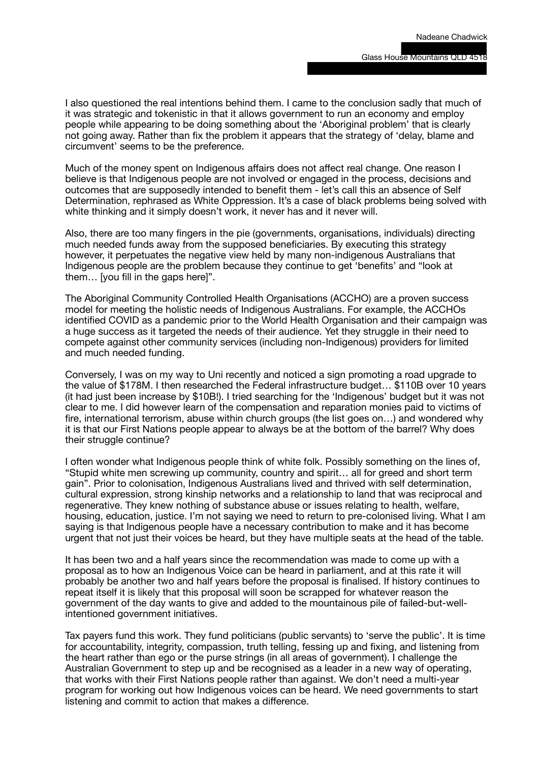Nadeane Chadwick

Glass House Mountains QLD 4518

I also questioned the real intentions behind them. I came to the conclusion sadly that much of it was strategic and tokenistic in that it allows government to run an economy and employ people while appearing to be doing something about the 'Aboriginal problem' that is clearly not going away. Rather than fix the problem it appears that the strategy of 'delay, blame and circumvent' seems to be the preference.

Much of the money spent on Indigenous affairs does not affect real change. One reason I believe is that Indigenous people are not involved or engaged in the process, decisions and outcomes that are supposedly intended to benefit them - let's call this an absence of Self Determination, rephrased as White Oppression. It's a case of black problems being solved with white thinking and it simply doesn't work, it never has and it never will.

Also, there are too many fingers in the pie (governments, organisations, individuals) directing much needed funds away from the supposed beneficiaries. By executing this strategy however, it perpetuates the negative view held by many non-indigenous Australians that Indigenous people are the problem because they continue to get 'benefits' and "look at them… [you fill in the gaps here]".

The Aboriginal Community Controlled Health Organisations (ACCHO) are a proven success model for meeting the holistic needs of Indigenous Australians. For example, the ACCHOs identified COVID as a pandemic prior to the World Health Organisation and their campaign was a huge success as it targeted the needs of their audience. Yet they struggle in their need to compete against other community services (including non-Indigenous) providers for limited and much needed funding.

Conversely, I was on my way to Uni recently and noticed a sign promoting a road upgrade to the value of $178M. I then researched the Federal infrastructure budget… $110B over 10 years (it had just been increase by $10B!). I tried searching for the 'Indigenous' budget but it was not clear to me. I did however learn of the compensation and reparation monies paid to victims of fire, international terrorism, abuse within church groups (the list goes on…) and wondered why it is that our First Nations people appear to always be at the bottom of the barrel? Why does their struggle continue?

I often wonder what Indigenous people think of white folk. Possibly something on the lines of, "Stupid white men screwing up community, country and spirit… all for greed and short term gain". Prior to colonisation, Indigenous Australians lived and thrived with self determination, cultural expression, strong kinship networks and a relationship to land that was reciprocal and regenerative. They knew nothing of substance abuse or issues relating to health, welfare, housing, education, justice. I'm not saying we need to return to pre-colonised living. What I am saying is that Indigenous people have a necessary contribution to make and it has become urgent that not just their voices be heard, but they have multiple seats at the head of the table.

It has been two and a half years since the recommendation was made to come up with a proposal as to how an Indigenous Voice can be heard in parliament, and at this rate it will probably be another two and half years before the proposal is finalised. If history continues to repeat itself it is likely that this proposal will soon be scrapped for whatever reason the government of the day wants to give and added to the mountainous pile of failed-but-well-intentioned government initiatives.

Tax payers fund this work. They fund politicians (public servants) to 'serve the public'. It is time for accountability, integrity, compassion, truth telling, fessing up and fixing, and listening from the heart rather than ego or the purse strings (in all areas of government). I challenge the Australian Government to step up and be recognised as a leader in a new way of operating, that works with their First Nations people rather than against. We don't need a multi-year program for working out how Indigenous voices can be heard. We need governments to start listening and commit to action that makes a difference.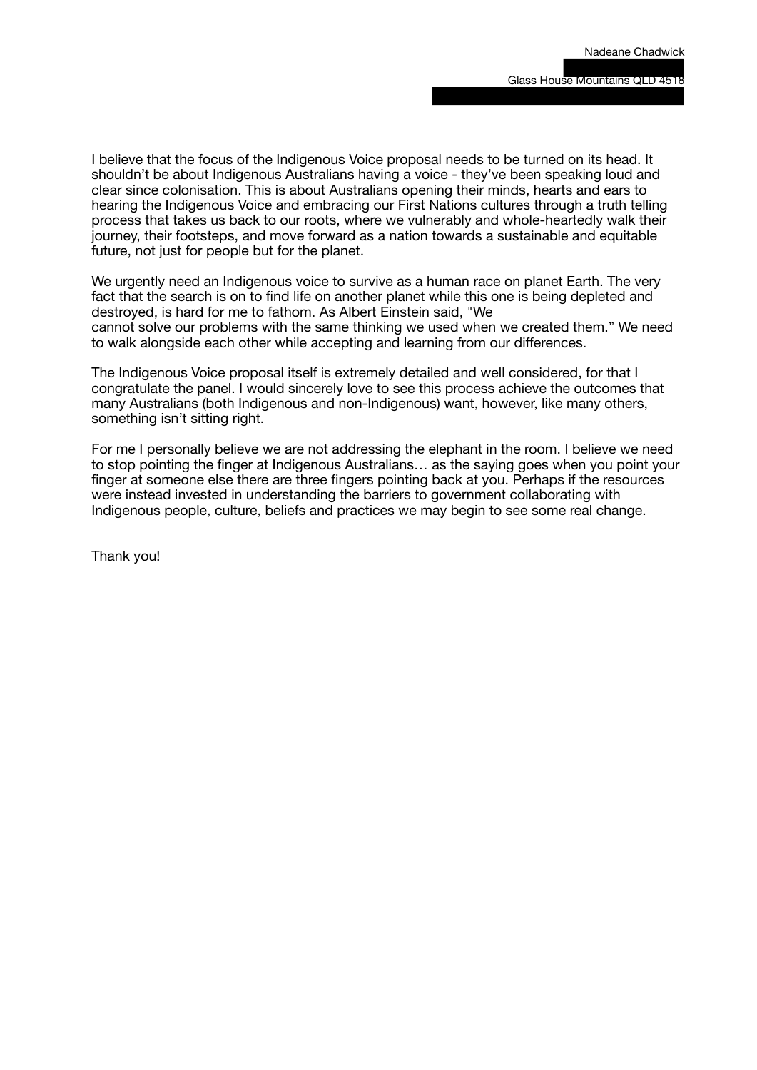Nadeane Chadwick

Glass House Mountains QLD 4518

I believe that the focus of the Indigenous Voice proposal needs to be turned on its head. It shouldn't be about Indigenous Australians having a voice - they've been speaking loud and clear since colonisation. This is about Australians opening their minds, hearts and ears to hearing the Indigenous Voice and embracing our First Nations cultures through a truth telling process that takes us back to our roots, where we vulnerably and whole-heartedly walk their journey, their footsteps, and move forward as a nation towards a sustainable and equitable future, not just for people but for the planet.

We urgently need an Indigenous voice to survive as a human race on planet Earth. The very fact that the search is on to find life on another planet while this one is being depleted and destroyed, is hard for me to fathom. As Albert Einstein said, "We cannot solve our problems with the same thinking we used when we created them." We need to walk alongside each other while accepting and learning from our differences.

The Indigenous Voice proposal itself is extremely detailed and well considered, for that I congratulate the panel. I would sincerely love to see this process achieve the outcomes that many Australians (both Indigenous and non-Indigenous) want, however, like many others, something isn't sitting right.

For me I personally believe we are not addressing the elephant in the room. I believe we need to stop pointing the finger at Indigenous Australians… as the saying goes when you point your finger at someone else there are three fingers pointing back at you. Perhaps if the resources were instead invested in understanding the barriers to government collaborating with Indigenous people, culture, beliefs and practices we may begin to see some real change.

Thank you!